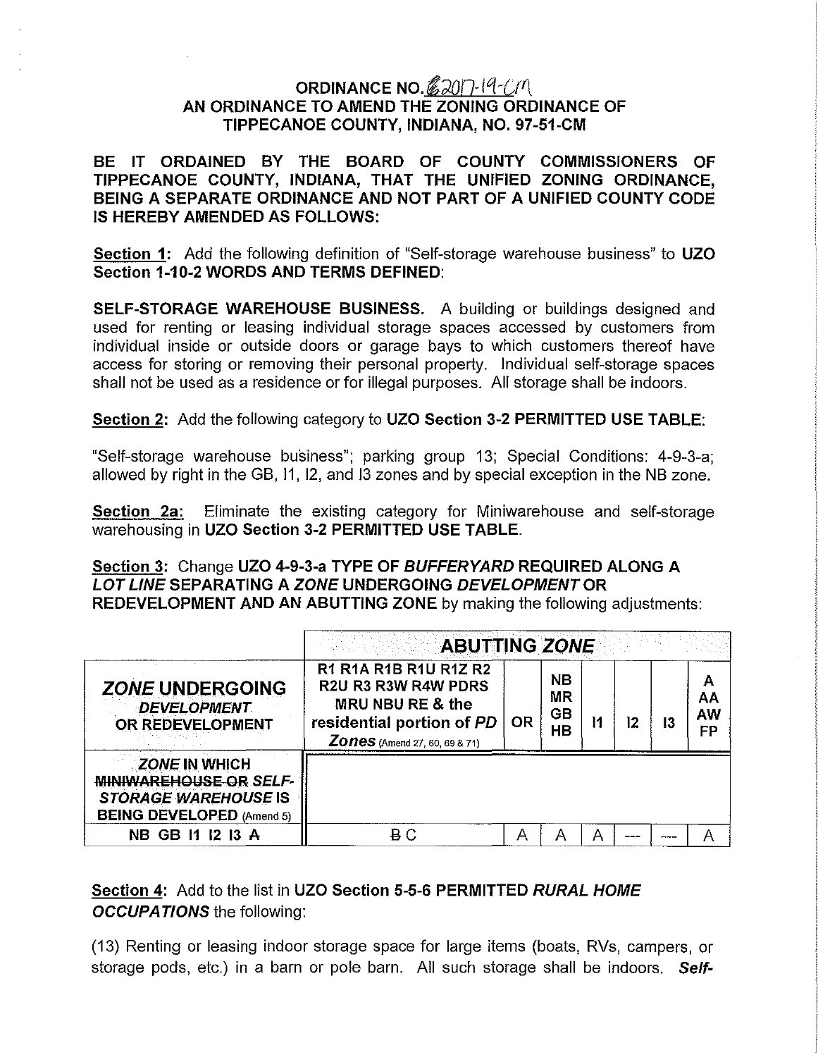# ORDINANCE NO. 2017-19-CM
## AN ORDINANCE TO AMEND THE ZONING ORDINANCE OF TIPPECANOE COUNTY, INDIANA, NO. 97-51-CM

**BE IT ORDAINED BY THE BOARD OF COUNTY COMMISSIONERS OF TIPPECANOE COUNTY, INDIANA, THAT THE UNIFIED ZONING ORDINANCE, BEING A SEPARATE ORDINANCE AND NOT PART OF A UNIFIED COUNTY CODE IS HEREBY AMENDED AS FOLLOWS:**

**Section 1:** Add the following definition of "Self-storage warehouse business" to **UZO Section 1-10-2 WORDS AND TERMS DEFINED**:

**SELF-STORAGE WAREHOUSE BUSINESS.** A building or buildings designed and used for renting or leasing individual storage spaces accessed by customers from individual inside or outside doors or garage bays to which customers thereof have access for storing or removing their personal property. Individual self-storage spaces shall not be used as a residence or for illegal purposes. All storage shall be indoors.

**Section 2:** Add the following category to **UZO Section 3-2 PERMITTED USE TABLE**:

"Self-storage warehouse business"; parking group 13; Special Conditions: 4-9-3-a; allowed by right in the GB, I1, I2, and I3 zones and by special exception in the NB zone.

**Section 2a:** Eliminate the existing category for Miniwarehouse and self-storage warehousing in **UZO Section 3-2 PERMITTED USE TABLE**.

**Section 3:** Change **UZO 4-9-3-a TYPE OF *BUFFERYARD* REQUIRED ALONG A *LOT LINE* SEPARATING A *ZONE* UNDERGOING *DEVELOPMENT* OR REDEVELOPMENT AND AN ABUTTING ZONE** by making the following adjustments:

| | **ABUTTING *ZONE*** | | | | | | |
|---|---|---|---|---|---|---|---|
| ***ZONE* UNDERGOING *DEVELOPMENT* OR REDEVELOPMENT** | **R1 R1A R1B R1U R1Z R2 R2U R3 R3W R4W PDRS MRU NBU RE & the residential portion of *PD Zones*** (Amend 27, 60, 69 & 71) | **OR** | **NB MR GB HB** | **I1** | **I2** | **I3** | **A AA AW FP** |
| ***ZONE* IN WHICH ~~MINIWAREHOUSE OR~~ *SELF-STORAGE WAREHOUSE* IS BEING DEVELOPED** (Amend 5) | | | | | | | |
| **NB GB I1 I2 I3 ~~A~~** | ~~B~~ C | A | A | A | --- | --- | A |

**Section 4:** Add to the list in **UZO Section 5-5-6 PERMITTED *RURAL HOME OCCUPATIONS*** the following:

(13) Renting or leasing indoor storage space for large items (boats, RVs, campers, or storage pods, etc.) in a barn or pole barn. All such storage shall be indoors. ***Self-***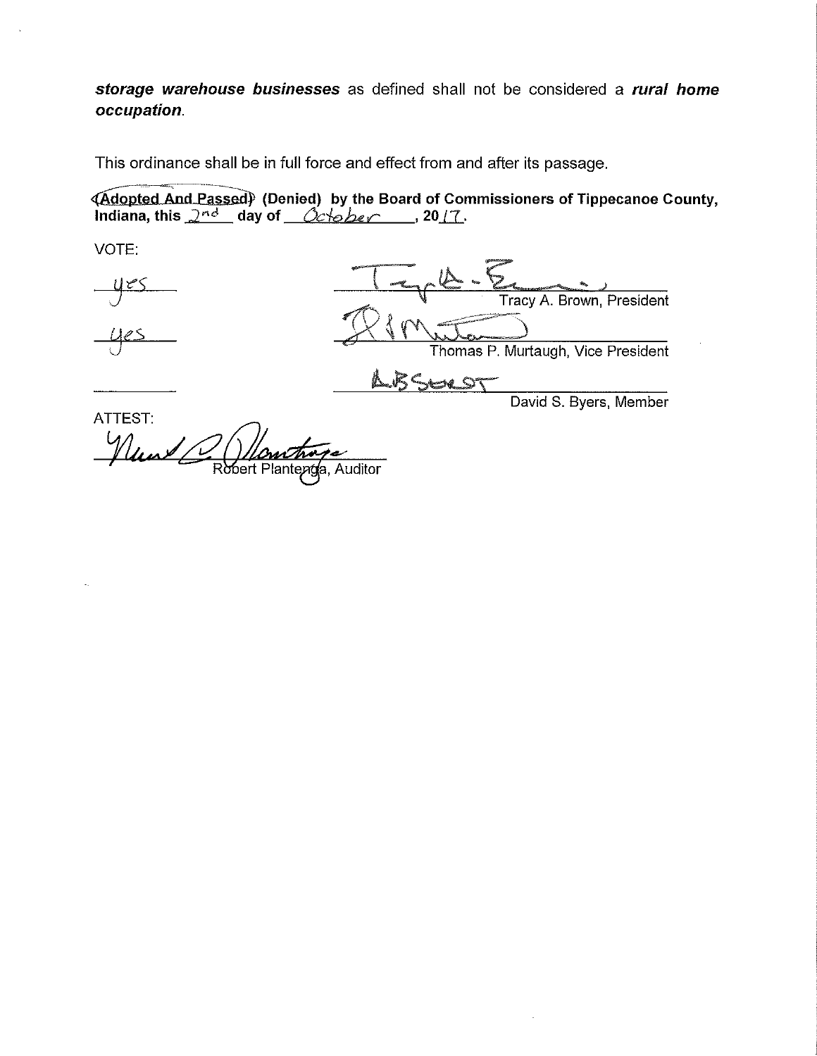***storage warehouse businesses*** as defined shall not be considered a ***rural home occupation***.

This ordinance shall be in full force and effect from and after its passage.

**(Adopted And Passed) (Denied) by the Board of Commissioners of Tippecanoe County, Indiana, this** 2nd **day of** October **, 20**17.

VOTE:

| | |
|---|---|
| yes | Tracy A. Brown, President |
| yes | Thomas P. Murtaugh, Vice President |
| | ABSENT<br>David S. Byers, Member |

ATTEST:

Robert Plantenga, Auditor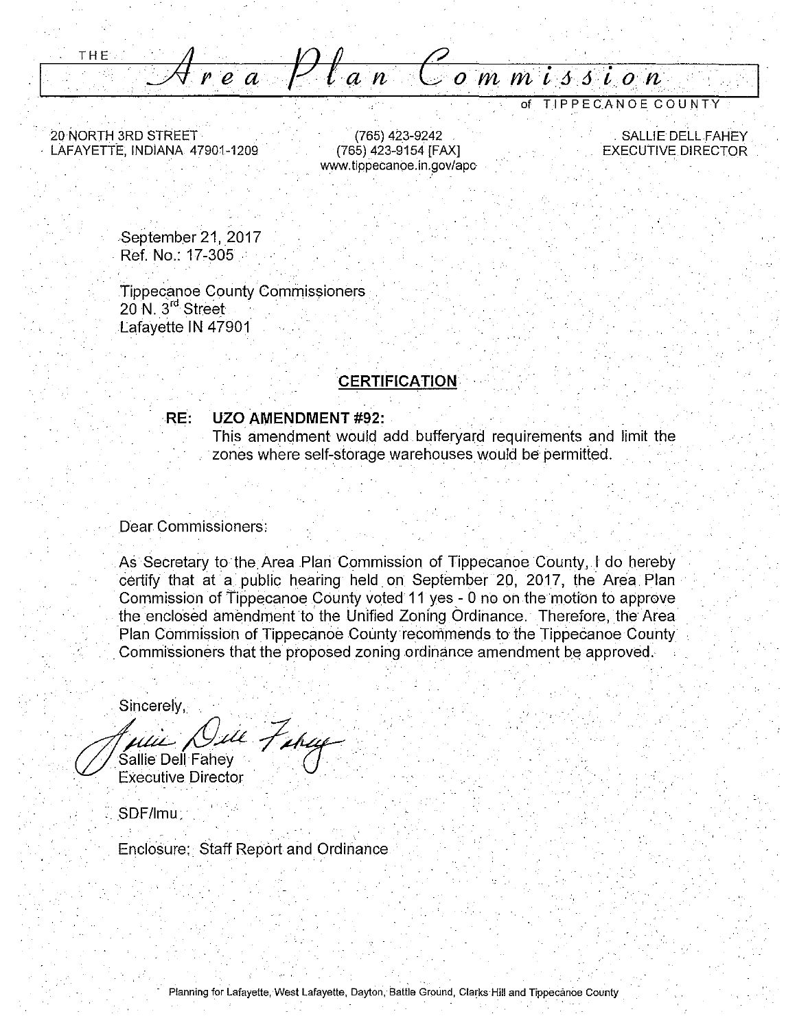THE **Area Plan Commission**

of TIPPECANOE COUNTY

20 NORTH 3RD STREET
LAFAYETTE, INDIANA 47901-1209

(765) 423-9242
(765) 423-9154 [FAX]
www.tippecanoe.in.gov/apc

SALLIE DELL FAHEY
EXECUTIVE DIRECTOR

September 21, 2017
Ref. No.: 17-305

Tippecanoe County Commissioners
20 N. 3rd Street
Lafayette IN 47901

**CERTIFICATION**

**RE: UZO AMENDMENT #92:**
This amendment would add bufferyard requirements and limit the zones where self-storage warehouses would be permitted.

Dear Commissioners:

As Secretary to the Area Plan Commission of Tippecanoe County, I do hereby certify that at a public hearing held on September 20, 2017, the Area Plan Commission of Tippecanoe County voted 11 yes - 0 no on the motion to approve the enclosed amendment to the Unified Zoning Ordinance. Therefore, the Area Plan Commission of Tippecanoe County recommends to the Tippecanoe County Commissioners that the proposed zoning ordinance amendment be approved.

Sincerely,

Sallie Dell Fahey
Executive Director

SDF/lmu

Enclosure: Staff Report and Ordinance

Planning for Lafayette, West Lafayette, Dayton, Battle Ground, Clarks Hill and Tippecanoe County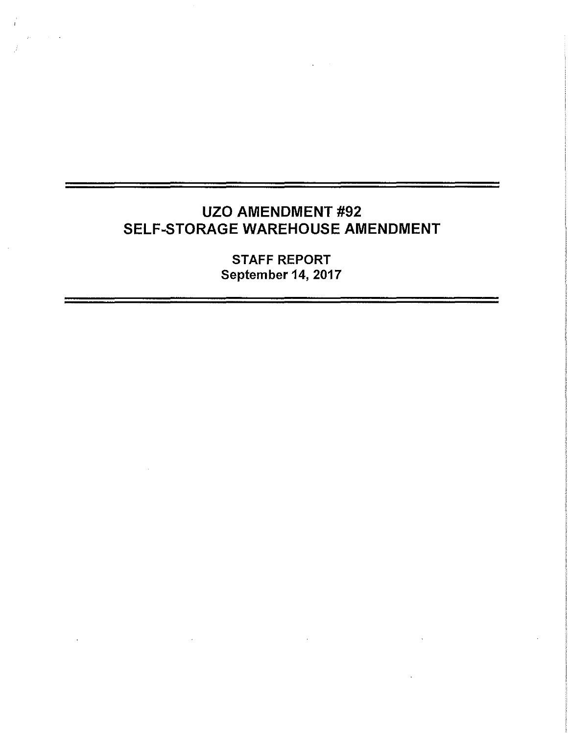# UZO AMENDMENT #92
# SELF-STORAGE WAREHOUSE AMENDMENT

**STAFF REPORT**
**September 14, 2017**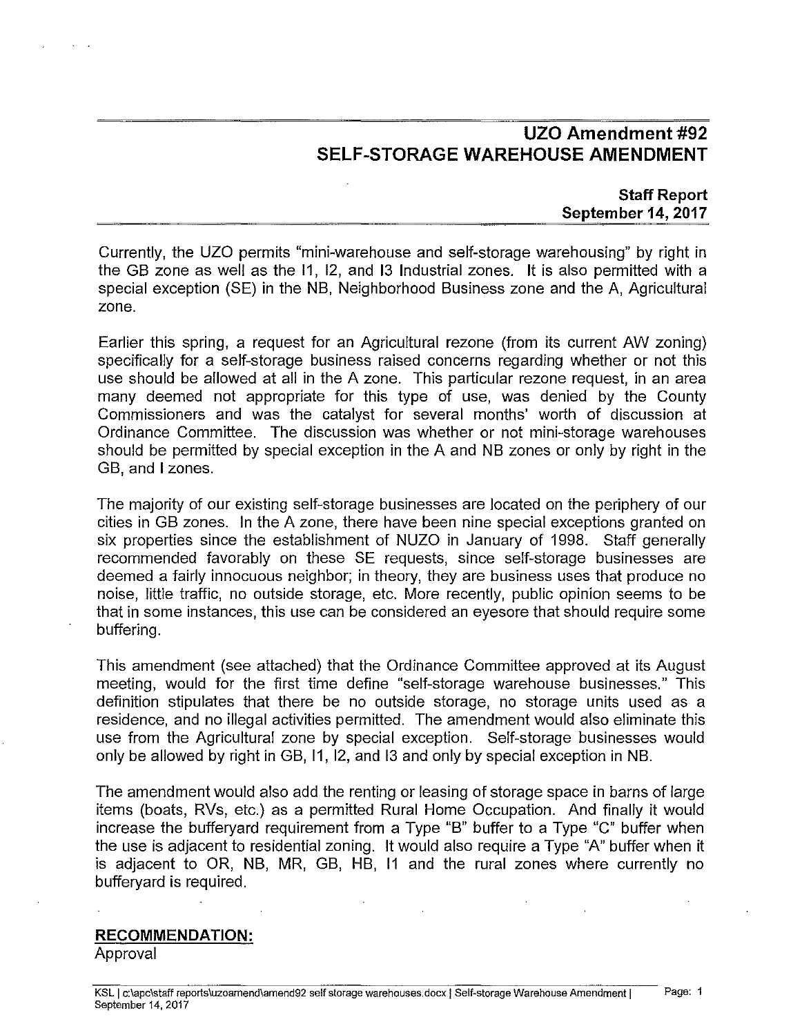## UZO Amendment #92
## SELF-STORAGE WAREHOUSE AMENDMENT

**Staff Report**
**September 14, 2017**

Currently, the UZO permits "mini-warehouse and self-storage warehousing" by right in the GB zone as well as the I1, I2, and I3 Industrial zones. It is also permitted with a special exception (SE) in the NB, Neighborhood Business zone and the A, Agricultural zone.

Earlier this spring, a request for an Agricultural rezone (from its current AW zoning) specifically for a self-storage business raised concerns regarding whether or not this use should be allowed at all in the A zone. This particular rezone request, in an area many deemed not appropriate for this type of use, was denied by the County Commissioners and was the catalyst for several months' worth of discussion at Ordinance Committee. The discussion was whether or not mini-storage warehouses should be permitted by special exception in the A and NB zones or only by right in the GB, and I zones.

The majority of our existing self-storage businesses are located on the periphery of our cities in GB zones. In the A zone, there have been nine special exceptions granted on six properties since the establishment of NUZO in January of 1998. Staff generally recommended favorably on these SE requests, since self-storage businesses are deemed a fairly innocuous neighbor; in theory, they are business uses that produce no noise, little traffic, no outside storage, etc. More recently, public opinion seems to be that in some instances, this use can be considered an eyesore that should require some buffering.

This amendment (see attached) that the Ordinance Committee approved at its August meeting, would for the first time define "self-storage warehouse businesses." This definition stipulates that there be no outside storage, no storage units used as a residence, and no illegal activities permitted. The amendment would also eliminate this use from the Agricultural zone by special exception. Self-storage businesses would only be allowed by right in GB, I1, I2, and I3 and only by special exception in NB.

The amendment would also add the renting or leasing of storage space in barns of large items (boats, RVs, etc.) as a permitted Rural Home Occupation. And finally it would increase the bufferyard requirement from a Type "B" buffer to a Type "C" buffer when the use is adjacent to residential zoning. It would also require a Type "A" buffer when it is adjacent to OR, NB, MR, GB, HB, I1 and the rural zones where currently no bufferyard is required.

**RECOMMENDATION:**
Approval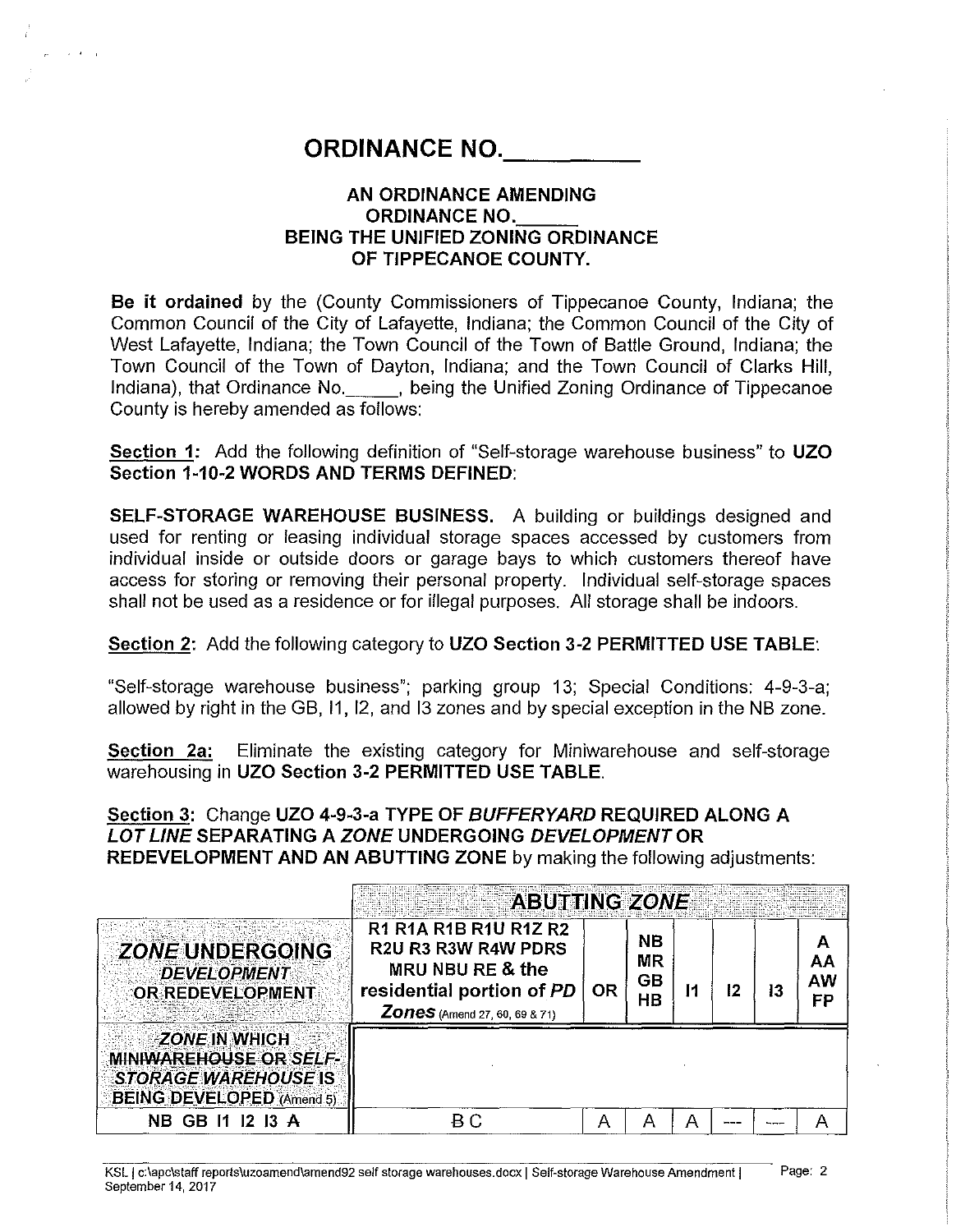# ORDINANCE NO.\_\_\_\_\_\_\_\_\_\_

### AN ORDINANCE AMENDING ORDINANCE NO.\_\_\_\_\_\_ BEING THE UNIFIED ZONING ORDINANCE OF TIPPECANOE COUNTY.

**Be it ordained** by the (County Commissioners of Tippecanoe County, Indiana; the Common Council of the City of Lafayette, Indiana; the Common Council of the City of West Lafayette, Indiana; the Town Council of the Town of Battle Ground, Indiana; the Town Council of the Town of Dayton, Indiana; and the Town Council of Clarks Hill, Indiana), that Ordinance No.\_\_\_\_\_, being the Unified Zoning Ordinance of Tippecanoe County is hereby amended as follows:

**Section 1:** Add the following definition of "Self-storage warehouse business" to **UZO Section 1-10-2 WORDS AND TERMS DEFINED**:

**SELF-STORAGE WAREHOUSE BUSINESS.** A building or buildings designed and used for renting or leasing individual storage spaces accessed by customers from individual inside or outside doors or garage bays to which customers thereof have access for storing or removing their personal property. Individual self-storage spaces shall not be used as a residence or for illegal purposes. All storage shall be indoors.

**Section 2:** Add the following category to **UZO Section 3-2 PERMITTED USE TABLE**:

"Self-storage warehouse business"; parking group 13; Special Conditions: 4-9-3-a; allowed by right in the GB, I1, I2, and I3 zones and by special exception in the NB zone.

**Section 2a:** Eliminate the existing category for Miniwarehouse and self-storage warehousing in **UZO Section 3-2 PERMITTED USE TABLE**.

**Section 3:** Change **UZO 4-9-3-a TYPE OF *BUFFERYARD* REQUIRED ALONG A *LOT LINE* SEPARATING A *ZONE* UNDERGOING *DEVELOPMENT* OR REDEVELOPMENT AND AN ABUTTING ZONE** by making the following adjustments:

| | **ABUTTING *ZONE*** | | | | | | |
|---|---|---|---|---|---|---|---|
| ***ZONE* UNDERGOING *DEVELOPMENT* OR REDEVELOPMENT** | **R1 R1A R1B R1U R1Z R2 R2U R3 R3W R4W PDRS MRU NBU RE & the residential portion of *PD Zones*** (Amend 27, 60, 69 & 71) | **OR** | **NB MR GB HB** | **I1** | **I2** | **I3** | **A AA AW FP** |
| ***ZONE* IN WHICH MINIWAREHOUSE OR *SELF-STORAGE WAREHOUSE* IS BEING DEVELOPED** (Amend 5) | | | | | | | |
| NB GB I1 I2 I3 A | ~~B~~ C | A | A | A | --- | --- | A |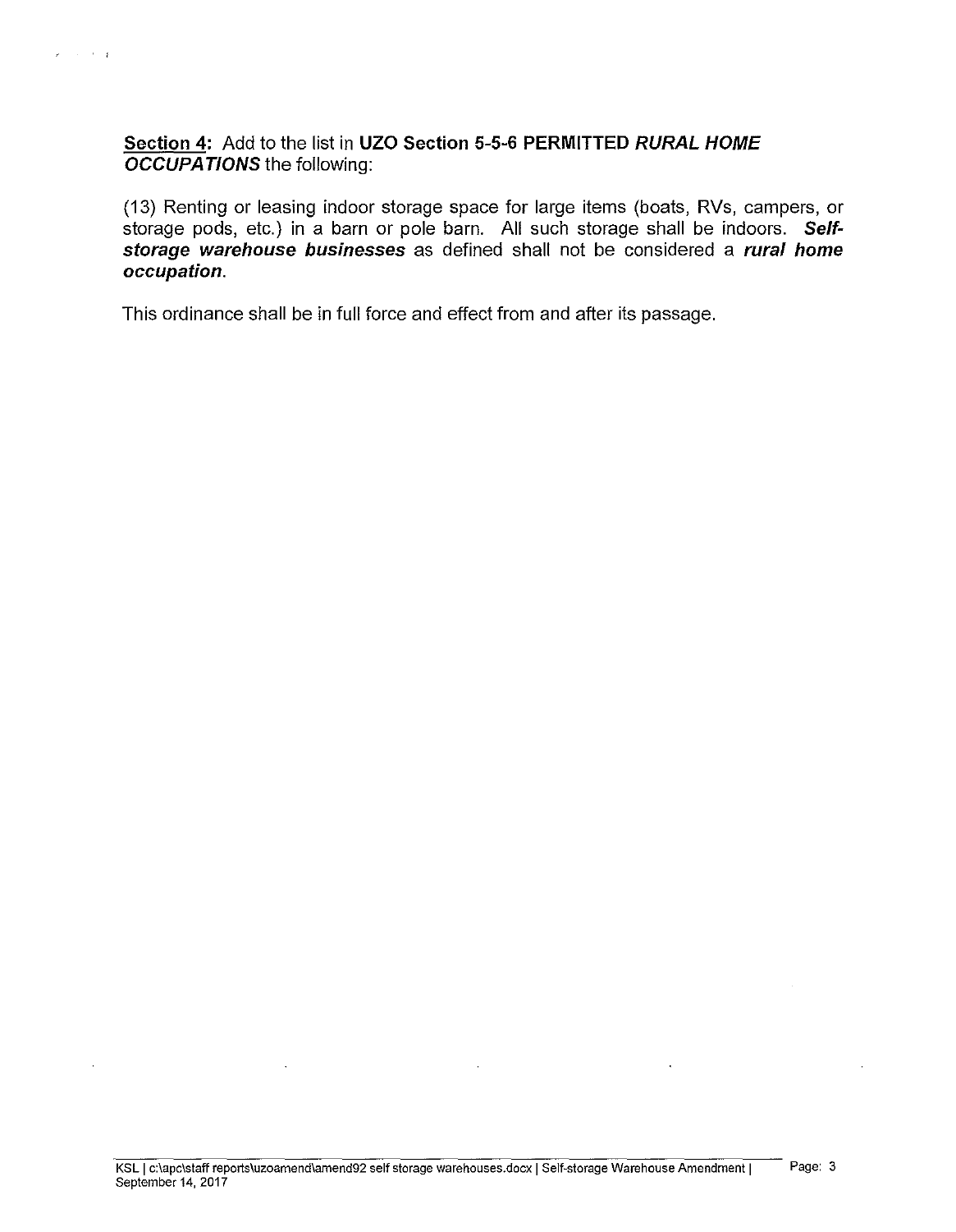**Section 4:** Add to the list in **UZO Section 5-5-6 PERMITTED *RURAL HOME OCCUPATIONS*** the following:

(13) Renting or leasing indoor storage space for large items (boats, RVs, campers, or storage pods, etc.) in a barn or pole barn. All such storage shall be indoors. ***Self-storage warehouse businesses*** as defined shall not be considered a ***rural home occupation***.

This ordinance shall be in full force and effect from and after its passage.